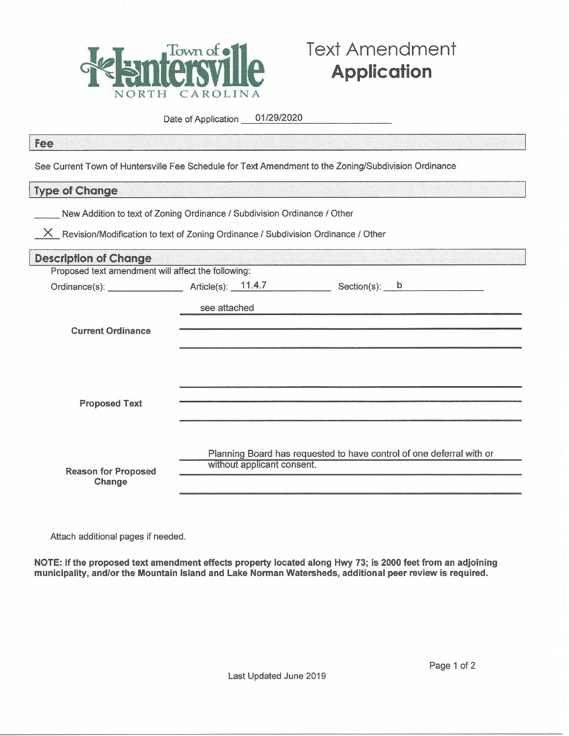# Town of Huntersville NORTH CAROLINA

# Text Amendment **Application**

Date of Application 01/29/2020

## Fee

See Current Town of Huntersville Fee Schedule for Text Amendment to the Zoning/Subdivision Ordinance

## Type of Change

\_\_\_\_\_ New Addition to text of Zoning Ordinance / Subdivision Ordinance / Other

X Revision/Modification to text of Zoning Ordinance / Subdivision Ordinance / Other

## Description of Change

Proposed text amendment will affect the following:

Ordinance(s): \_\_\_\_\_\_\_\_\_\_ Article(s): 11.4.7 Section(s): b

**Current Ordinance**

see attached

**Proposed Text**

**Reason for Proposed Change**

Planning Board has requested to have control of one deferral with or without applicant consent.

Attach additional pages if needed.

**NOTE: If the proposed text amendment effects property located along Hwy 73; is 2000 feet from an adjoining municipality, and/or the Mountain Island and Lake Norman Watersheds, additional peer review is required.**

Last Updated June 2019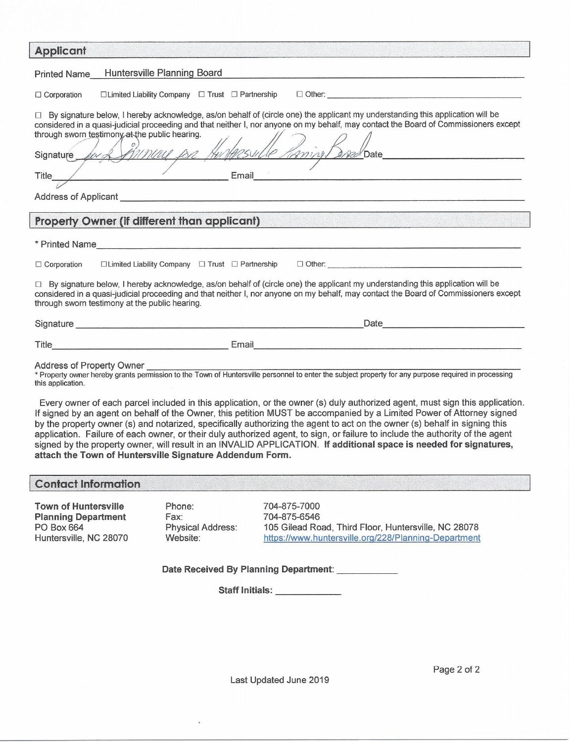## Applicant

Printed Name Huntersville Planning Board

☐ Corporation ☐ Limited Liability Company ☐ Trust ☐ Partnership ☐ Other: ____________

☐ By signature below, I hereby acknowledge, as/on behalf of (circle one) the applicant my understanding this application will be considered in a quasi-judicial proceeding and that neither I, nor anyone on my behalf, may contact the Board of Commissioners except through sworn testimony at the public hearing.

Signature *Jack Simoneau for Huntersville Planning Board* Date ____________

Title ____________ Email ____________

Address of Applicant ____________

## Property Owner (if different than applicant)

\* Printed Name ____________

☐ Corporation ☐ Limited Liability Company ☐ Trust ☐ Partnership ☐ Other: ____________

☐ By signature below, I hereby acknowledge, as/on behalf of (circle one) the applicant my understanding this application will be considered in a quasi-judicial proceeding and that neither I, nor anyone on my behalf, may contact the Board of Commissioners except through sworn testimony at the public hearing.

Signature ____________ Date ____________

Title ____________ Email ____________

Address of Property Owner ____________

\* Property owner hereby grants permission to the Town of Huntersville personnel to enter the subject property for any purpose required in processing this application.

Every owner of each parcel included in this application, or the owner (s) duly authorized agent, must sign this application. If signed by an agent on behalf of the Owner, this petition MUST be accompanied by a Limited Power of Attorney signed by the property owner (s) and notarized, specifically authorizing the agent to act on the owner (s) behalf in signing this application. Failure of each owner, or their duly authorized agent, to sign, or failure to include the authority of the agent signed by the property owner, will result in an INVALID APPLICATION. **If additional space is needed for signatures, attach the Town of Huntersville Signature Addendum Form.**

## Contact Information

**Town of Huntersville**
**Planning Department**
PO Box 664
Huntersville, NC 28070

Phone: 704-875-7000
Fax: 704-875-6546
Physical Address: 105 Gilead Road, Third Floor, Huntersville, NC 28078
Website: https://www.huntersville.org/228/Planning-Department

**Date Received By Planning Department:** ____________

**Staff Initials:** ____________

Last Updated June 2019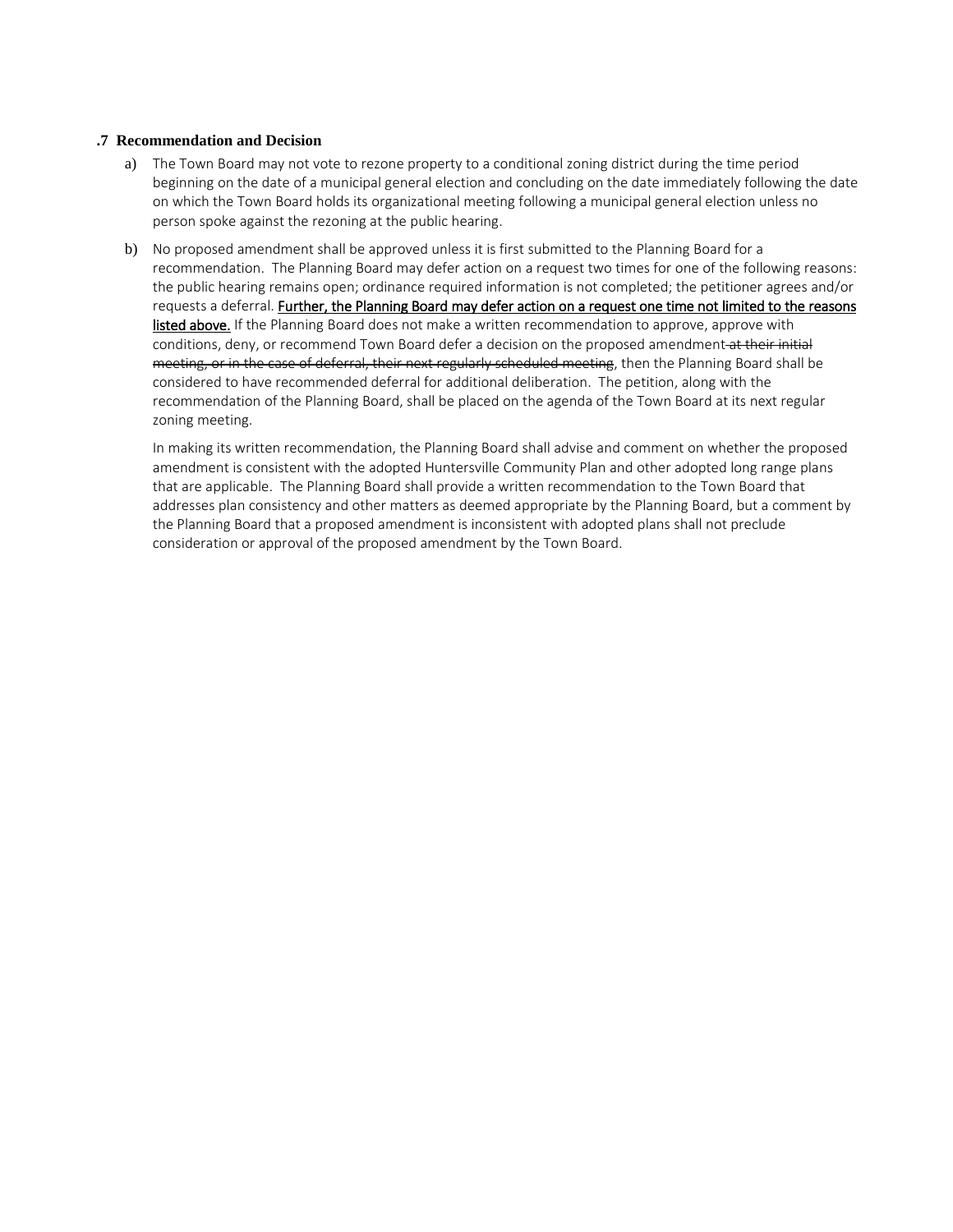### .7 Recommendation and Decision

a) The Town Board may not vote to rezone property to a conditional zoning district during the time period beginning on the date of a municipal general election and concluding on the date immediately following the date on which the Town Board holds its organizational meeting following a municipal general election unless no person spoke against the rezoning at the public hearing.

b) No proposed amendment shall be approved unless it is first submitted to the Planning Board for a recommendation. The Planning Board may defer action on a request two times for one of the following reasons: the public hearing remains open; ordinance required information is not completed; the petitioner agrees and/or requests a deferral. <u>**Further, the Planning Board may defer action on a request one time not limited to the reasons listed above.**</u> If the Planning Board does not make a written recommendation to approve, approve with conditions, deny, or recommend Town Board defer a decision on the proposed amendment ~~at their initial meeting, or in the case of deferral, their next regularly scheduled meeting~~, then the Planning Board shall be considered to have recommended deferral for additional deliberation. The petition, along with the recommendation of the Planning Board, shall be placed on the agenda of the Town Board at its next regular zoning meeting.

   In making its written recommendation, the Planning Board shall advise and comment on whether the proposed amendment is consistent with the adopted Huntersville Community Plan and other adopted long range plans that are applicable. The Planning Board shall provide a written recommendation to the Town Board that addresses plan consistency and other matters as deemed appropriate by the Planning Board, but a comment by the Planning Board that a proposed amendment is inconsistent with adopted plans shall not preclude consideration or approval of the proposed amendment by the Town Board.